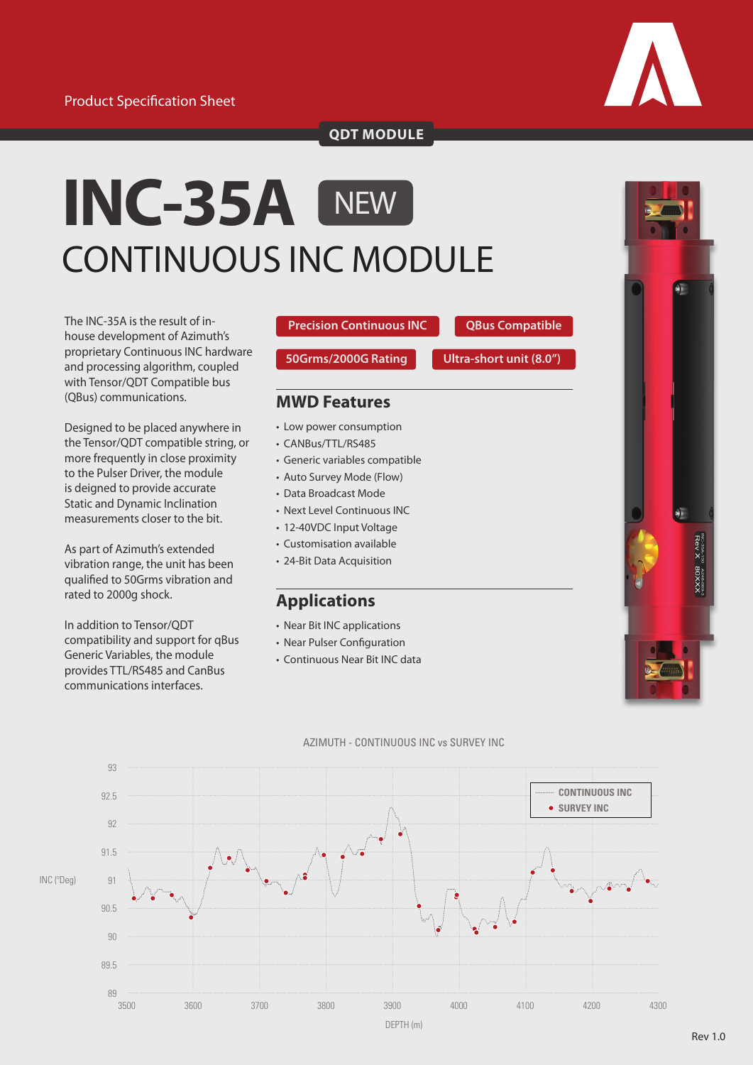Product Specification Sheet

**QDT MODULE**

# INC-35A NEW

## CONTINUOUS INC MODULE

The INC-35A is the result of in-house development of Azimuth's proprietary Continuous INC hardware and processing algorithm, coupled with Tensor/QDT Compatible bus (QBus) communications.

Designed to be placed anywhere in the Tensor/QDT compatible string, or more frequently in close proximity to the Pulser Driver, the module is deigned to provide accurate Static and Dynamic Inclination measurements closer to the bit.

As part of Azimuth's extended vibration range, the unit has been qualified to 50Grms vibration and rated to 2000g shock.

In addition to Tensor/QDT compatibility and support for qBus Generic Variables, the module provides TTL/RS485 and CanBus communications interfaces.

**Precision Continuous INC** | **QBus Compatible** | **50Grms/2000G Rating** | **Ultra-short unit (8.0")**

## MWD Features

- Low power consumption
- CANBus/TTL/RS485
- Generic variables compatible
- Auto Survey Mode (Flow)
- Data Broadcast Mode
- Next Level Continuous INC
- 12-40VDC Input Voltage
- Customisation available
- 24-Bit Data Acquisition

## Applications

- Near Bit INC applications
- Near Pulser Configuration
- Continuous Near Bit INC data

AZIMUTH - CONTINUOUS INC vs SURVEY INC

(Chart: INC (°Deg) from 89 to 93 vs DEPTH (m) from 3500 to 4300; legend: CONTINUOUS INC, SURVEY INC)

Rev 1.0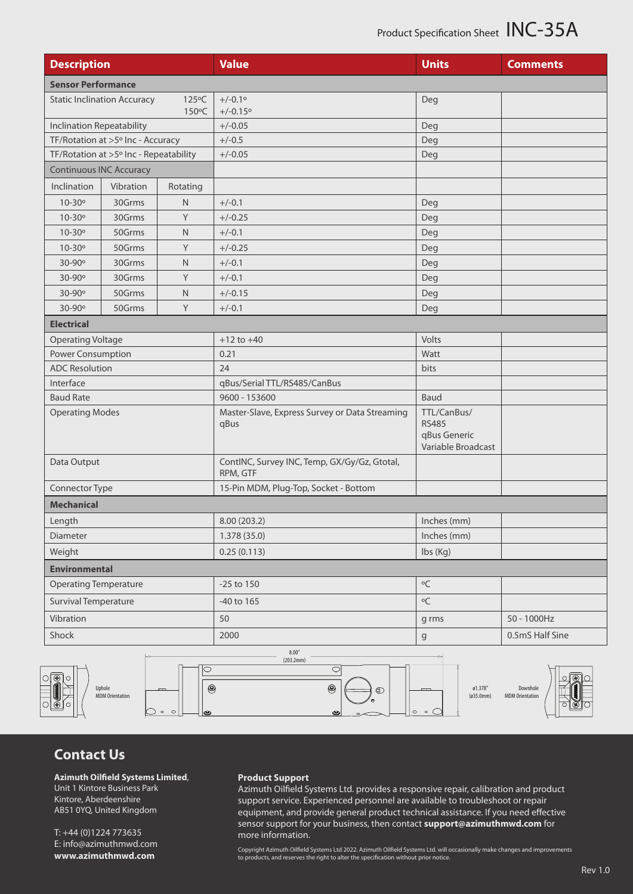Product Specification Sheet INC-35A

| Description | | | Value | Units | Comments |
|---|---|---|---|---|---|
| **Sensor Performance** | | | | | |
| Static Inclination Accuracy | | 125ºC<br>150ºC | +/-0.1º<br>+/-0.15º | Deg | |
| Inclination Repeatability | | | +/-0.05 | Deg | |
| TF/Rotation at >5º Inc - Accuracy | | | +/-0.5 | Deg | |
| TF/Rotation at >5º Inc - Repeatability | | | +/-0.05 | Deg | |
| Continuous INC Accuracy | | | | | |
| Inclination | Vibration | Rotating | | | |
| 10-30º | 30Grms | N | +/-0.1 | Deg | |
| 10-30º | 30Grms | Y | +/-0.25 | Deg | |
| 10-30º | 50Grms | N | +/-0.1 | Deg | |
| 10-30º | 50Grms | Y | +/-0.25 | Deg | |
| 30-90º | 30Grms | N | +/-0.1 | Deg | |
| 30-90º | 30Grms | Y | +/-0.1 | Deg | |
| 30-90º | 50Grms | N | +/-0.15 | Deg | |
| 30-90º | 50Grms | Y | +/-0.1 | Deg | |
| **Electrical** | | | | | |
| Operating Voltage | | | +12 to +40 | Volts | |
| Power Consumption | | | 0.21 | Watt | |
| ADC Resolution | | | 24 | bits | |
| Interface | | | qBus/Serial TTL/RS485/CanBus | | |
| Baud Rate | | | 9600 - 153600 | Baud | |
| Operating Modes | | | Master-Slave, Express Survey or Data Streaming qBus | TTL/CanBus/ RS485<br>qBus Generic Variable Broadcast | |
| Data Output | | | ContINC, Survey INC, Temp, GX/Gy/Gz, Gtotal, RPM, GTF | | |
| Connector Type | | | 15-Pin MDM, Plug-Top, Socket - Bottom | | |
| **Mechanical** | | | | | |
| Length | | | 8.00 (203.2) | Inches (mm) | |
| Diameter | | | 1.378 (35.0) | Inches (mm) | |
| Weight | | | 0.25 (0.113) | lbs (Kg) | |
| **Environmental** | | | | | |
| Operating Temperature | | | -25 to 150 | ºC | |
| Survival Temperature | | | -40 to 165 | ºC | |
| Vibration | | | 50 | g rms | 50 - 1000Hz |
| Shock | | | 2000 | g | 0.5mS Half Sine |

Uphole MDM Orientation

8.00" (203.2mm)

ø1.378" (ø35.0mm)

Downhole MDM Orientation

## Contact Us

**Azimuth Oilfield Systems Limited**,
Unit 1 Kintore Business Park
Kintore, Aberdeenshire
AB51 0YQ, United Kingdom

T: +44 (0)1224 773635
E: info@azimuthmwd.com
**www.azimuthmwd.com**

**Product Support**

Azimuth Oilfield Systems Ltd. provides a responsive repair, calibration and product support service. Experienced personnel are available to troubleshoot or repair equipment, and provide general product technical assistance. If you need effective sensor support for your business, then contact **support@azimuthmwd.com** for more information.

Copyright Azimuth Oilfield Systems Ltd 2022. Azimuth Oilfield Systems Ltd. will occasionally make changes and improvements to products, and reserves the right to alter the specification without prior notice.

Rev 1.0